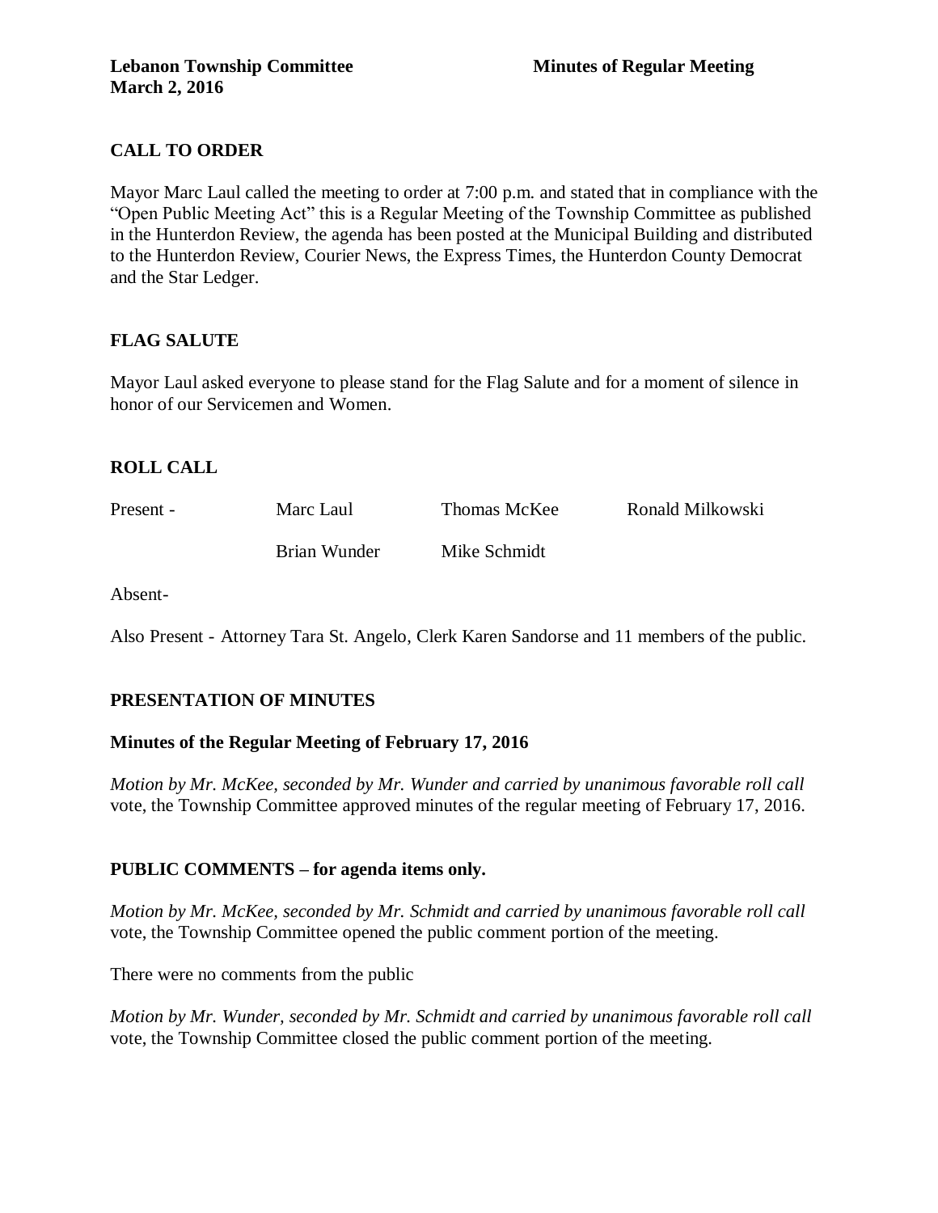**Lebanon Township Committee** **Minutes of Regular Meeting**
**March 2, 2016**

## CALL TO ORDER

Mayor Marc Laul called the meeting to order at 7:00 p.m. and stated that in compliance with the "Open Public Meeting Act" this is a Regular Meeting of the Township Committee as published in the Hunterdon Review, the agenda has been posted at the Municipal Building and distributed to the Hunterdon Review, Courier News, the Express Times, the Hunterdon County Democrat and the Star Ledger.

## FLAG SALUTE

Mayor Laul asked everyone to please stand for the Flag Salute and for a moment of silence in honor of our Servicemen and Women.

## ROLL CALL

| Present - | Marc Laul | Thomas McKee | Ronald Milkowski |
|---|---|---|---|
| | Brian Wunder | Mike Schmidt | |

Absent-

Also Present - Attorney Tara St. Angelo, Clerk Karen Sandorse and 11 members of the public.

## PRESENTATION OF MINUTES

### Minutes of the Regular Meeting of February 17, 2016

*Motion by Mr. McKee, seconded by Mr. Wunder and carried by unanimous favorable roll call* vote, the Township Committee approved minutes of the regular meeting of February 17, 2016.

## PUBLIC COMMENTS – for agenda items only.

*Motion by Mr. McKee, seconded by Mr. Schmidt and carried by unanimous favorable roll call* vote, the Township Committee opened the public comment portion of the meeting.

There were no comments from the public

*Motion by Mr. Wunder, seconded by Mr. Schmidt and carried by unanimous favorable roll call* vote, the Township Committee closed the public comment portion of the meeting.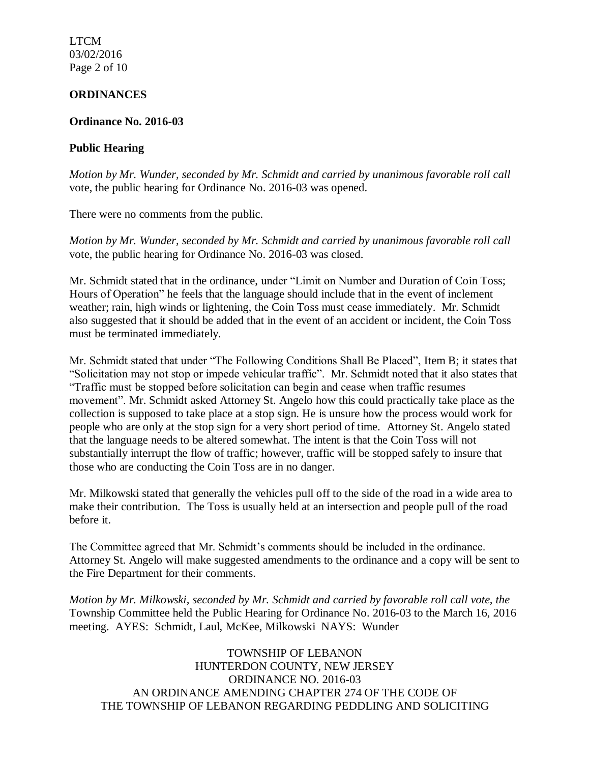## ORDINANCES

### Ordinance No. 2016-03

### Public Hearing

*Motion by Mr. Wunder, seconded by Mr. Schmidt and carried by unanimous favorable roll call* vote, the public hearing for Ordinance No. 2016-03 was opened.

There were no comments from the public.

*Motion by Mr. Wunder, seconded by Mr. Schmidt and carried by unanimous favorable roll call* vote, the public hearing for Ordinance No. 2016-03 was closed.

Mr. Schmidt stated that in the ordinance, under "Limit on Number and Duration of Coin Toss; Hours of Operation" he feels that the language should include that in the event of inclement weather; rain, high winds or lightening, the Coin Toss must cease immediately. Mr. Schmidt also suggested that it should be added that in the event of an accident or incident, the Coin Toss must be terminated immediately.

Mr. Schmidt stated that under "The Following Conditions Shall Be Placed", Item B; it states that "Solicitation may not stop or impede vehicular traffic". Mr. Schmidt noted that it also states that "Traffic must be stopped before solicitation can begin and cease when traffic resumes movement". Mr. Schmidt asked Attorney St. Angelo how this could practically take place as the collection is supposed to take place at a stop sign. He is unsure how the process would work for people who are only at the stop sign for a very short period of time. Attorney St. Angelo stated that the language needs to be altered somewhat. The intent is that the Coin Toss will not substantially interrupt the flow of traffic; however, traffic will be stopped safely to insure that those who are conducting the Coin Toss are in no danger.

Mr. Milkowski stated that generally the vehicles pull off to the side of the road in a wide area to make their contribution. The Toss is usually held at an intersection and people pull of the road before it.

The Committee agreed that Mr. Schmidt's comments should be included in the ordinance. Attorney St. Angelo will make suggested amendments to the ordinance and a copy will be sent to the Fire Department for their comments.

*Motion by Mr. Milkowski, seconded by Mr. Schmidt and carried by favorable roll call vote, the* Township Committee held the Public Hearing for Ordinance No. 2016-03 to the March 16, 2016 meeting. AYES: Schmidt, Laul, McKee, Milkowski NAYS: Wunder

TOWNSHIP OF LEBANON
HUNTERDON COUNTY, NEW JERSEY
ORDINANCE NO. 2016-03
AN ORDINANCE AMENDING CHAPTER 274 OF THE CODE OF
THE TOWNSHIP OF LEBANON REGARDING PEDDLING AND SOLICITING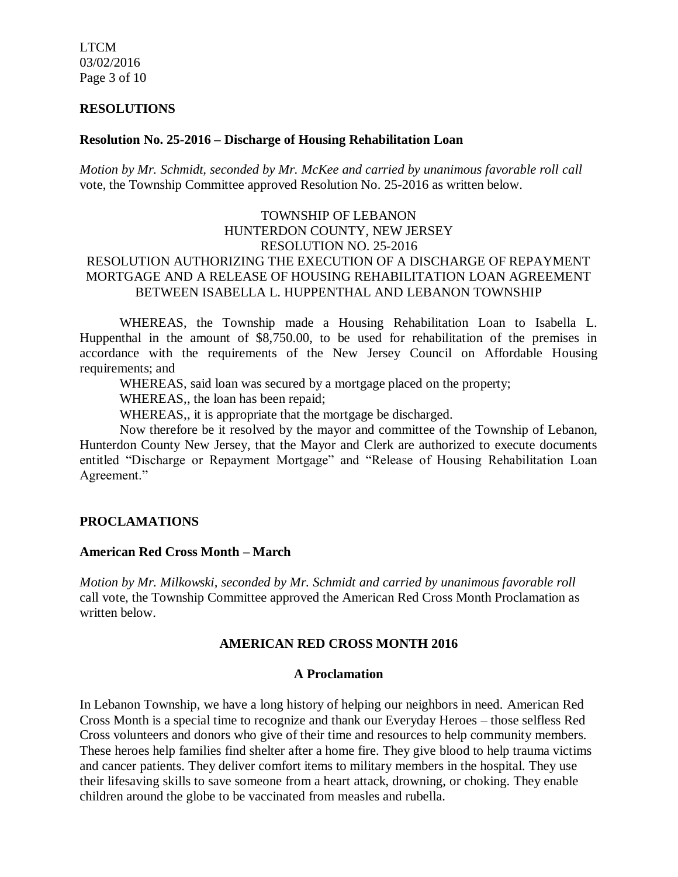## RESOLUTIONS

### Resolution No. 25-2016 – Discharge of Housing Rehabilitation Loan

*Motion by Mr. Schmidt, seconded by Mr. McKee and carried by unanimous favorable roll call* vote, the Township Committee approved Resolution No. 25-2016 as written below.

TOWNSHIP OF LEBANON
HUNTERDON COUNTY, NEW JERSEY
RESOLUTION NO. 25-2016
RESOLUTION AUTHORIZING THE EXECUTION OF A DISCHARGE OF REPAYMENT MORTGAGE AND A RELEASE OF HOUSING REHABILITATION LOAN AGREEMENT BETWEEN ISABELLA L. HUPPENTHAL AND LEBANON TOWNSHIP

WHEREAS, the Township made a Housing Rehabilitation Loan to Isabella L. Huppenthal in the amount of $8,750.00, to be used for rehabilitation of the premises in accordance with the requirements of the New Jersey Council on Affordable Housing requirements; and

WHEREAS, said loan was secured by a mortgage placed on the property;

WHEREAS,, the loan has been repaid;

WHEREAS,, it is appropriate that the mortgage be discharged.

Now therefore be it resolved by the mayor and committee of the Township of Lebanon, Hunterdon County New Jersey, that the Mayor and Clerk are authorized to execute documents entitled "Discharge or Repayment Mortgage" and "Release of Housing Rehabilitation Loan Agreement."

## PROCLAMATIONS

### American Red Cross Month – March

*Motion by Mr. Milkowski, seconded by Mr. Schmidt and carried by unanimous favorable roll* call vote, the Township Committee approved the American Red Cross Month Proclamation as written below.

**AMERICAN RED CROSS MONTH 2016**

**A Proclamation**

In Lebanon Township, we have a long history of helping our neighbors in need. American Red Cross Month is a special time to recognize and thank our Everyday Heroes – those selfless Red Cross volunteers and donors who give of their time and resources to help community members. These heroes help families find shelter after a home fire. They give blood to help trauma victims and cancer patients. They deliver comfort items to military members in the hospital. They use their lifesaving skills to save someone from a heart attack, drowning, or choking. They enable children around the globe to be vaccinated from measles and rubella.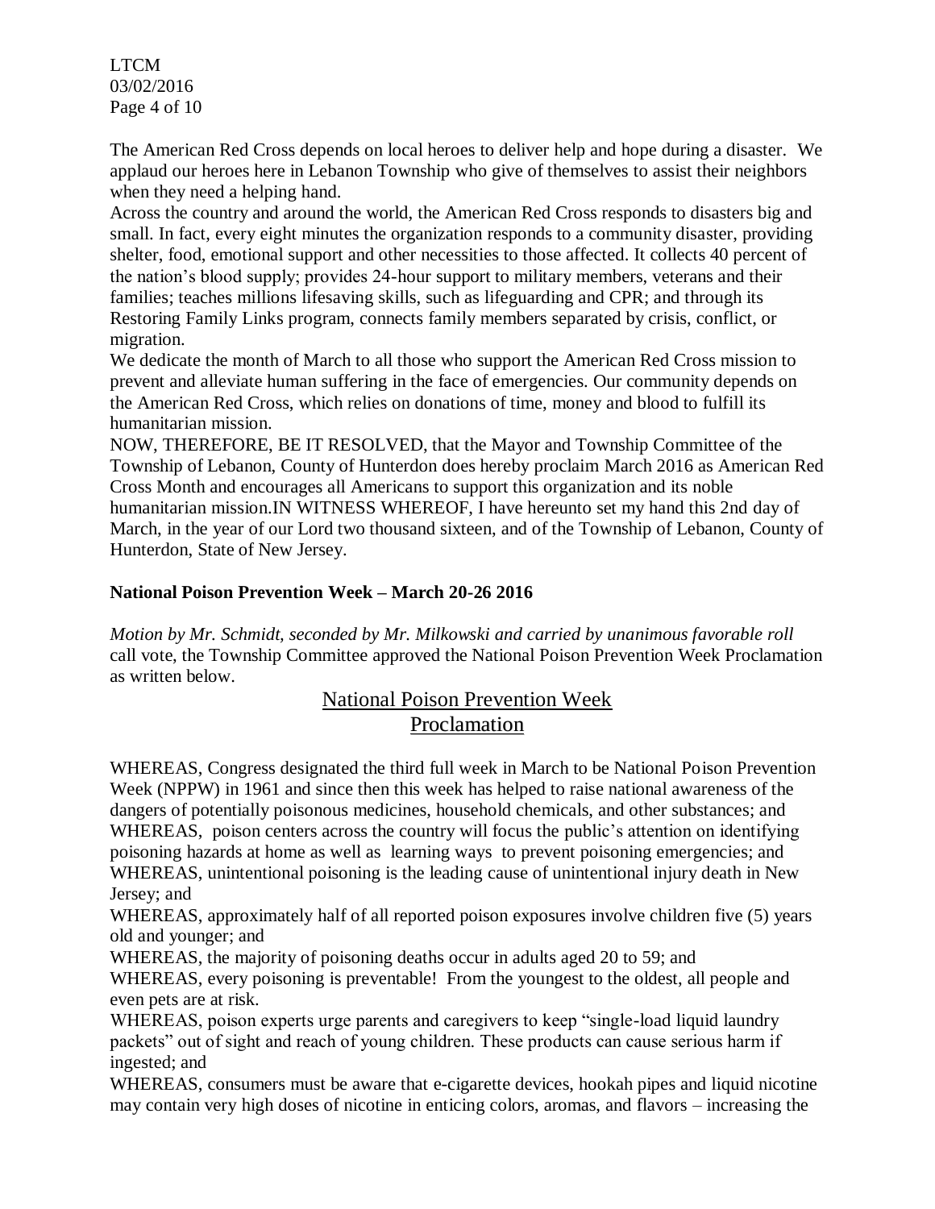The American Red Cross depends on local heroes to deliver help and hope during a disaster. We applaud our heroes here in Lebanon Township who give of themselves to assist their neighbors when they need a helping hand.

Across the country and around the world, the American Red Cross responds to disasters big and small. In fact, every eight minutes the organization responds to a community disaster, providing shelter, food, emotional support and other necessities to those affected. It collects 40 percent of the nation's blood supply; provides 24-hour support to military members, veterans and their families; teaches millions lifesaving skills, such as lifeguarding and CPR; and through its Restoring Family Links program, connects family members separated by crisis, conflict, or migration.

We dedicate the month of March to all those who support the American Red Cross mission to prevent and alleviate human suffering in the face of emergencies. Our community depends on the American Red Cross, which relies on donations of time, money and blood to fulfill its humanitarian mission.

NOW, THEREFORE, BE IT RESOLVED, that the Mayor and Township Committee of the Township of Lebanon, County of Hunterdon does hereby proclaim March 2016 as American Red Cross Month and encourages all Americans to support this organization and its noble humanitarian mission.IN WITNESS WHEREOF, I have hereunto set my hand this 2nd day of March, in the year of our Lord two thousand sixteen, and of the Township of Lebanon, County of Hunterdon, State of New Jersey.

**National Poison Prevention Week – March 20-26 2016**

*Motion by Mr. Schmidt, seconded by Mr. Milkowski and carried by unanimous favorable roll* call vote, the Township Committee approved the National Poison Prevention Week Proclamation as written below.

## National Poison Prevention Week Proclamation

WHEREAS, Congress designated the third full week in March to be National Poison Prevention Week (NPPW) in 1961 and since then this week has helped to raise national awareness of the dangers of potentially poisonous medicines, household chemicals, and other substances; and

WHEREAS, poison centers across the country will focus the public's attention on identifying poisoning hazards at home as well as learning ways to prevent poisoning emergencies; and

WHEREAS, unintentional poisoning is the leading cause of unintentional injury death in New Jersey; and

WHEREAS, approximately half of all reported poison exposures involve children five (5) years old and younger; and

WHEREAS, the majority of poisoning deaths occur in adults aged 20 to 59; and

WHEREAS, every poisoning is preventable! From the youngest to the oldest, all people and even pets are at risk.

WHEREAS, poison experts urge parents and caregivers to keep "single-load liquid laundry packets" out of sight and reach of young children. These products can cause serious harm if ingested; and

WHEREAS, consumers must be aware that e-cigarette devices, hookah pipes and liquid nicotine may contain very high doses of nicotine in enticing colors, aromas, and flavors – increasing the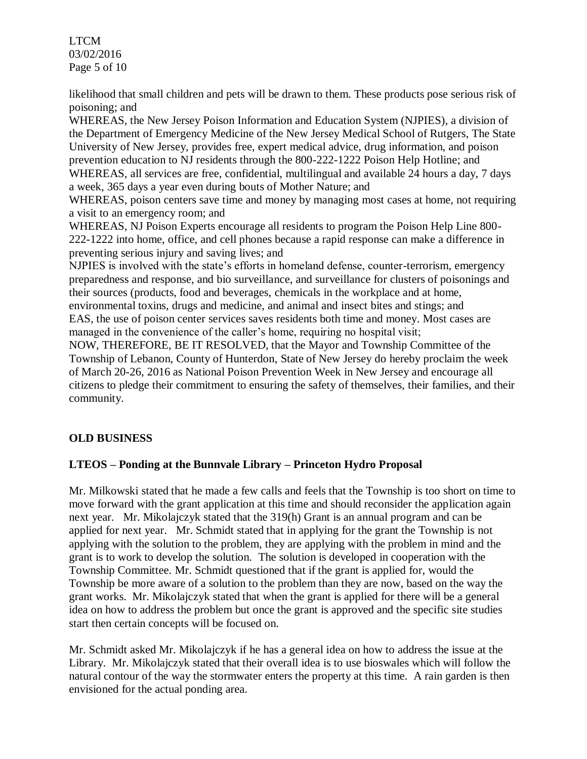likelihood that small children and pets will be drawn to them. These products pose serious risk of poisoning; and

WHEREAS, the New Jersey Poison Information and Education System (NJPIES), a division of the Department of Emergency Medicine of the New Jersey Medical School of Rutgers, The State University of New Jersey, provides free, expert medical advice, drug information, and poison prevention education to NJ residents through the 800-222-1222 Poison Help Hotline; and

WHEREAS, all services are free, confidential, multilingual and available 24 hours a day, 7 days a week, 365 days a year even during bouts of Mother Nature; and

WHEREAS, poison centers save time and money by managing most cases at home, not requiring a visit to an emergency room; and

WHEREAS, NJ Poison Experts encourage all residents to program the Poison Help Line 800-222-1222 into home, office, and cell phones because a rapid response can make a difference in preventing serious injury and saving lives; and

NJPIES is involved with the state's efforts in homeland defense, counter-terrorism, emergency preparedness and response, and bio surveillance, and surveillance for clusters of poisonings and their sources (products, food and beverages, chemicals in the workplace and at home, environmental toxins, drugs and medicine, and animal and insect bites and stings; and

EAS, the use of poison center services saves residents both time and money. Most cases are managed in the convenience of the caller's home, requiring no hospital visit;

NOW, THEREFORE, BE IT RESOLVED, that the Mayor and Township Committee of the Township of Lebanon, County of Hunterdon, State of New Jersey do hereby proclaim the week of March 20-26, 2016 as National Poison Prevention Week in New Jersey and encourage all citizens to pledge their commitment to ensuring the safety of themselves, their families, and their community.

## OLD BUSINESS

### LTEOS – Ponding at the Bunnvale Library – Princeton Hydro Proposal

Mr. Milkowski stated that he made a few calls and feels that the Township is too short on time to move forward with the grant application at this time and should reconsider the application again next year. Mr. Mikolajczyk stated that the 319(h) Grant is an annual program and can be applied for next year. Mr. Schmidt stated that in applying for the grant the Township is not applying with the solution to the problem, they are applying with the problem in mind and the grant is to work to develop the solution. The solution is developed in cooperation with the Township Committee. Mr. Schmidt questioned that if the grant is applied for, would the Township be more aware of a solution to the problem than they are now, based on the way the grant works. Mr. Mikolajczyk stated that when the grant is applied for there will be a general idea on how to address the problem but once the grant is approved and the specific site studies start then certain concepts will be focused on.

Mr. Schmidt asked Mr. Mikolajczyk if he has a general idea on how to address the issue at the Library. Mr. Mikolajczyk stated that their overall idea is to use bioswales which will follow the natural contour of the way the stormwater enters the property at this time. A rain garden is then envisioned for the actual ponding area.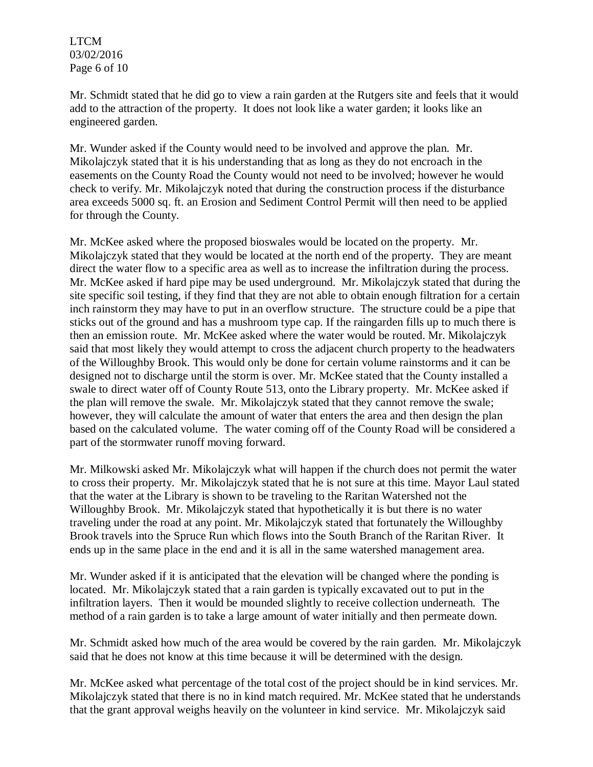Mr. Schmidt stated that he did go to view a rain garden at the Rutgers site and feels that it would add to the attraction of the property. It does not look like a water garden; it looks like an engineered garden.

Mr. Wunder asked if the County would need to be involved and approve the plan. Mr. Mikolajczyk stated that it is his understanding that as long as they do not encroach in the easements on the County Road the County would not need to be involved; however he would check to verify. Mr. Mikolajczyk noted that during the construction process if the disturbance area exceeds 5000 sq. ft. an Erosion and Sediment Control Permit will then need to be applied for through the County.

Mr. McKee asked where the proposed bioswales would be located on the property. Mr. Mikolajczyk stated that they would be located at the north end of the property. They are meant direct the water flow to a specific area as well as to increase the infiltration during the process. Mr. McKee asked if hard pipe may be used underground. Mr. Mikolajczyk stated that during the site specific soil testing, if they find that they are not able to obtain enough filtration for a certain inch rainstorm they may have to put in an overflow structure. The structure could be a pipe that sticks out of the ground and has a mushroom type cap. If the raingarden fills up to much there is then an emission route. Mr. McKee asked where the water would be routed. Mr. Mikolajczyk said that most likely they would attempt to cross the adjacent church property to the headwaters of the Willoughby Brook. This would only be done for certain volume rainstorms and it can be designed not to discharge until the storm is over. Mr. McKee stated that the County installed a swale to direct water off of County Route 513, onto the Library property. Mr. McKee asked if the plan will remove the swale. Mr. Mikolajczyk stated that they cannot remove the swale; however, they will calculate the amount of water that enters the area and then design the plan based on the calculated volume. The water coming off of the County Road will be considered a part of the stormwater runoff moving forward.

Mr. Milkowski asked Mr. Mikolajczyk what will happen if the church does not permit the water to cross their property. Mr. Mikolajczyk stated that he is not sure at this time. Mayor Laul stated that the water at the Library is shown to be traveling to the Raritan Watershed not the Willoughby Brook. Mr. Mikolajczyk stated that hypothetically it is but there is no water traveling under the road at any point. Mr. Mikolajczyk stated that fortunately the Willoughby Brook travels into the Spruce Run which flows into the South Branch of the Raritan River. It ends up in the same place in the end and it is all in the same watershed management area.

Mr. Wunder asked if it is anticipated that the elevation will be changed where the ponding is located. Mr. Mikolajczyk stated that a rain garden is typically excavated out to put in the infiltration layers. Then it would be mounded slightly to receive collection underneath. The method of a rain garden is to take a large amount of water initially and then permeate down.

Mr. Schmidt asked how much of the area would be covered by the rain garden. Mr. Mikolajczyk said that he does not know at this time because it will be determined with the design.

Mr. McKee asked what percentage of the total cost of the project should be in kind services. Mr. Mikolajczyk stated that there is no in kind match required. Mr. McKee stated that he understands that the grant approval weighs heavily on the volunteer in kind service. Mr. Mikolajczyk said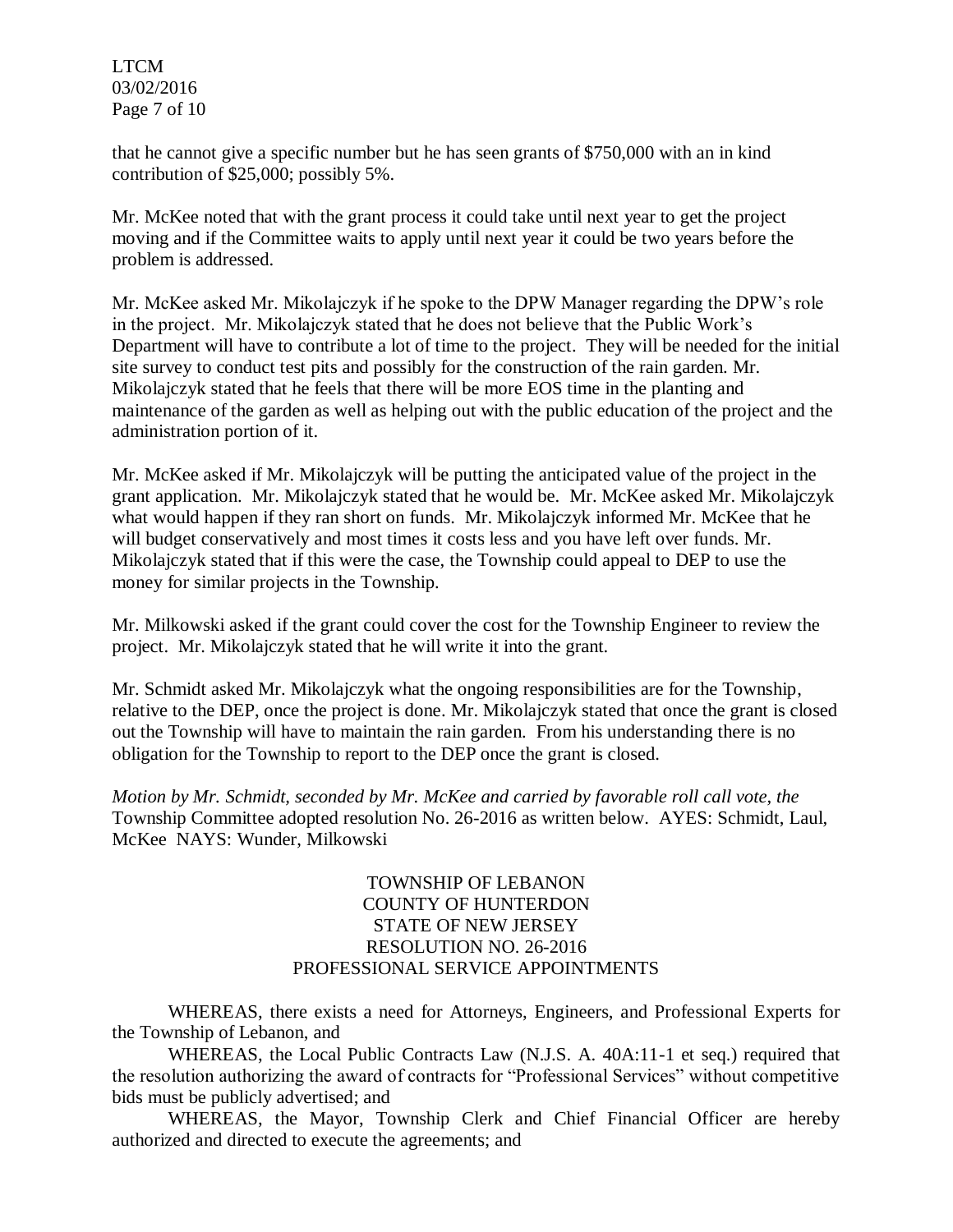that he cannot give a specific number but he has seen grants of $750,000 with an in kind contribution of $25,000; possibly 5%.

Mr. McKee noted that with the grant process it could take until next year to get the project moving and if the Committee waits to apply until next year it could be two years before the problem is addressed.

Mr. McKee asked Mr. Mikolajczyk if he spoke to the DPW Manager regarding the DPW's role in the project. Mr. Mikolajczyk stated that he does not believe that the Public Work's Department will have to contribute a lot of time to the project. They will be needed for the initial site survey to conduct test pits and possibly for the construction of the rain garden. Mr. Mikolajczyk stated that he feels that there will be more EOS time in the planting and maintenance of the garden as well as helping out with the public education of the project and the administration portion of it.

Mr. McKee asked if Mr. Mikolajczyk will be putting the anticipated value of the project in the grant application. Mr. Mikolajczyk stated that he would be. Mr. McKee asked Mr. Mikolajczyk what would happen if they ran short on funds. Mr. Mikolajczyk informed Mr. McKee that he will budget conservatively and most times it costs less and you have left over funds. Mr. Mikolajczyk stated that if this were the case, the Township could appeal to DEP to use the money for similar projects in the Township.

Mr. Milkowski asked if the grant could cover the cost for the Township Engineer to review the project. Mr. Mikolajczyk stated that he will write it into the grant.

Mr. Schmidt asked Mr. Mikolajczyk what the ongoing responsibilities are for the Township, relative to the DEP, once the project is done. Mr. Mikolajczyk stated that once the grant is closed out the Township will have to maintain the rain garden. From his understanding there is no obligation for the Township to report to the DEP once the grant is closed.

*Motion by Mr. Schmidt, seconded by Mr. McKee and carried by favorable roll call vote, the* Township Committee adopted resolution No. 26-2016 as written below. AYES: Schmidt, Laul, McKee NAYS: Wunder, Milkowski

TOWNSHIP OF LEBANON
COUNTY OF HUNTERDON
STATE OF NEW JERSEY
RESOLUTION NO. 26-2016
PROFESSIONAL SERVICE APPOINTMENTS

WHEREAS, there exists a need for Attorneys, Engineers, and Professional Experts for the Township of Lebanon, and

WHEREAS, the Local Public Contracts Law (N.J.S. A. 40A:11-1 et seq.) required that the resolution authorizing the award of contracts for "Professional Services" without competitive bids must be publicly advertised; and

WHEREAS, the Mayor, Township Clerk and Chief Financial Officer are hereby authorized and directed to execute the agreements; and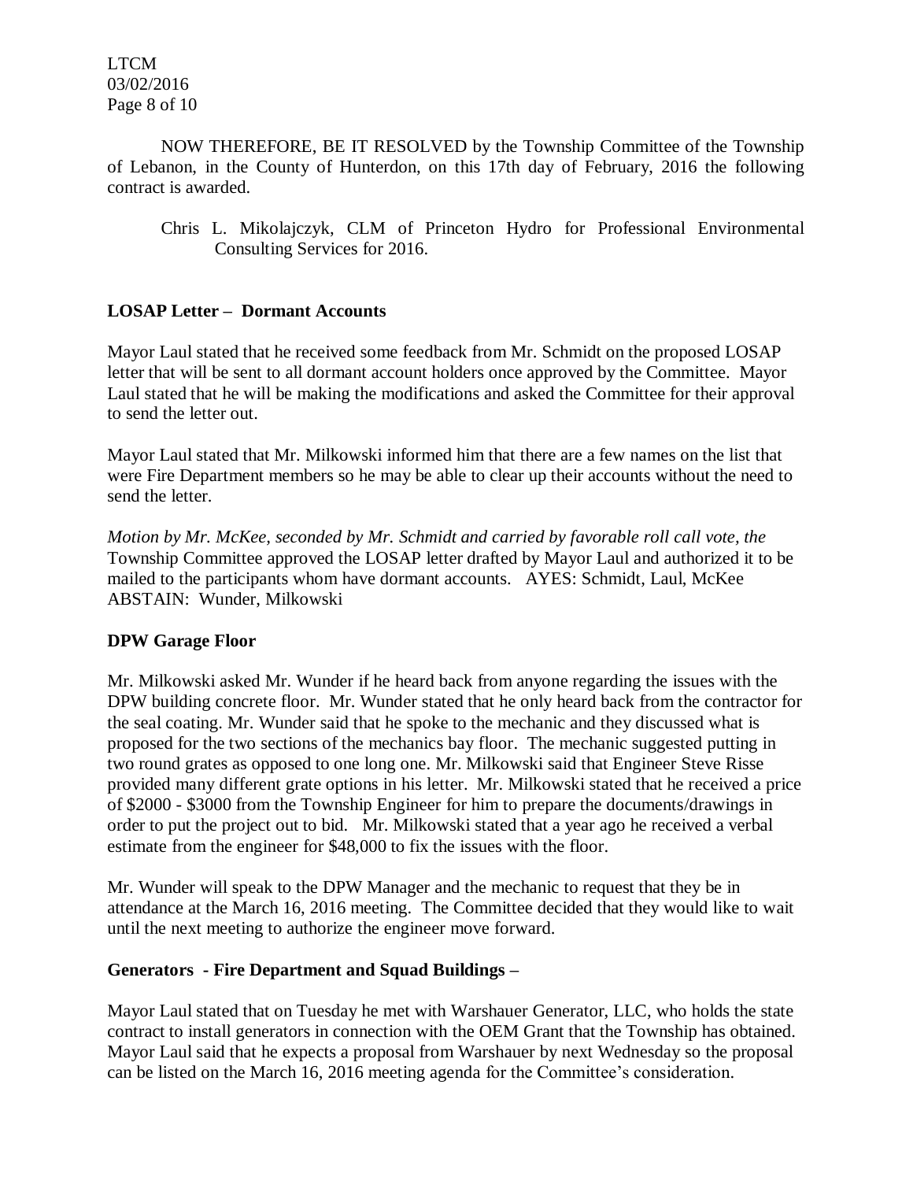NOW THEREFORE, BE IT RESOLVED by the Township Committee of the Township of Lebanon, in the County of Hunterdon, on this 17th day of February, 2016 the following contract is awarded.

Chris L. Mikolajczyk, CLM of Princeton Hydro for Professional Environmental Consulting Services for 2016.

**LOSAP Letter – Dormant Accounts**

Mayor Laul stated that he received some feedback from Mr. Schmidt on the proposed LOSAP letter that will be sent to all dormant account holders once approved by the Committee. Mayor Laul stated that he will be making the modifications and asked the Committee for their approval to send the letter out.

Mayor Laul stated that Mr. Milkowski informed him that there are a few names on the list that were Fire Department members so he may be able to clear up their accounts without the need to send the letter.

*Motion by Mr. McKee, seconded by Mr. Schmidt and carried by favorable roll call vote, the* Township Committee approved the LOSAP letter drafted by Mayor Laul and authorized it to be mailed to the participants whom have dormant accounts. AYES: Schmidt, Laul, McKee ABSTAIN: Wunder, Milkowski

**DPW Garage Floor**

Mr. Milkowski asked Mr. Wunder if he heard back from anyone regarding the issues with the DPW building concrete floor. Mr. Wunder stated that he only heard back from the contractor for the seal coating. Mr. Wunder said that he spoke to the mechanic and they discussed what is proposed for the two sections of the mechanics bay floor. The mechanic suggested putting in two round grates as opposed to one long one. Mr. Milkowski said that Engineer Steve Risse provided many different grate options in his letter. Mr. Milkowski stated that he received a price of $2000 - $3000 from the Township Engineer for him to prepare the documents/drawings in order to put the project out to bid. Mr. Milkowski stated that a year ago he received a verbal estimate from the engineer for $48,000 to fix the issues with the floor.

Mr. Wunder will speak to the DPW Manager and the mechanic to request that they be in attendance at the March 16, 2016 meeting. The Committee decided that they would like to wait until the next meeting to authorize the engineer move forward.

**Generators - Fire Department and Squad Buildings –**

Mayor Laul stated that on Tuesday he met with Warshauer Generator, LLC, who holds the state contract to install generators in connection with the OEM Grant that the Township has obtained. Mayor Laul said that he expects a proposal from Warshauer by next Wednesday so the proposal can be listed on the March 16, 2016 meeting agenda for the Committee's consideration.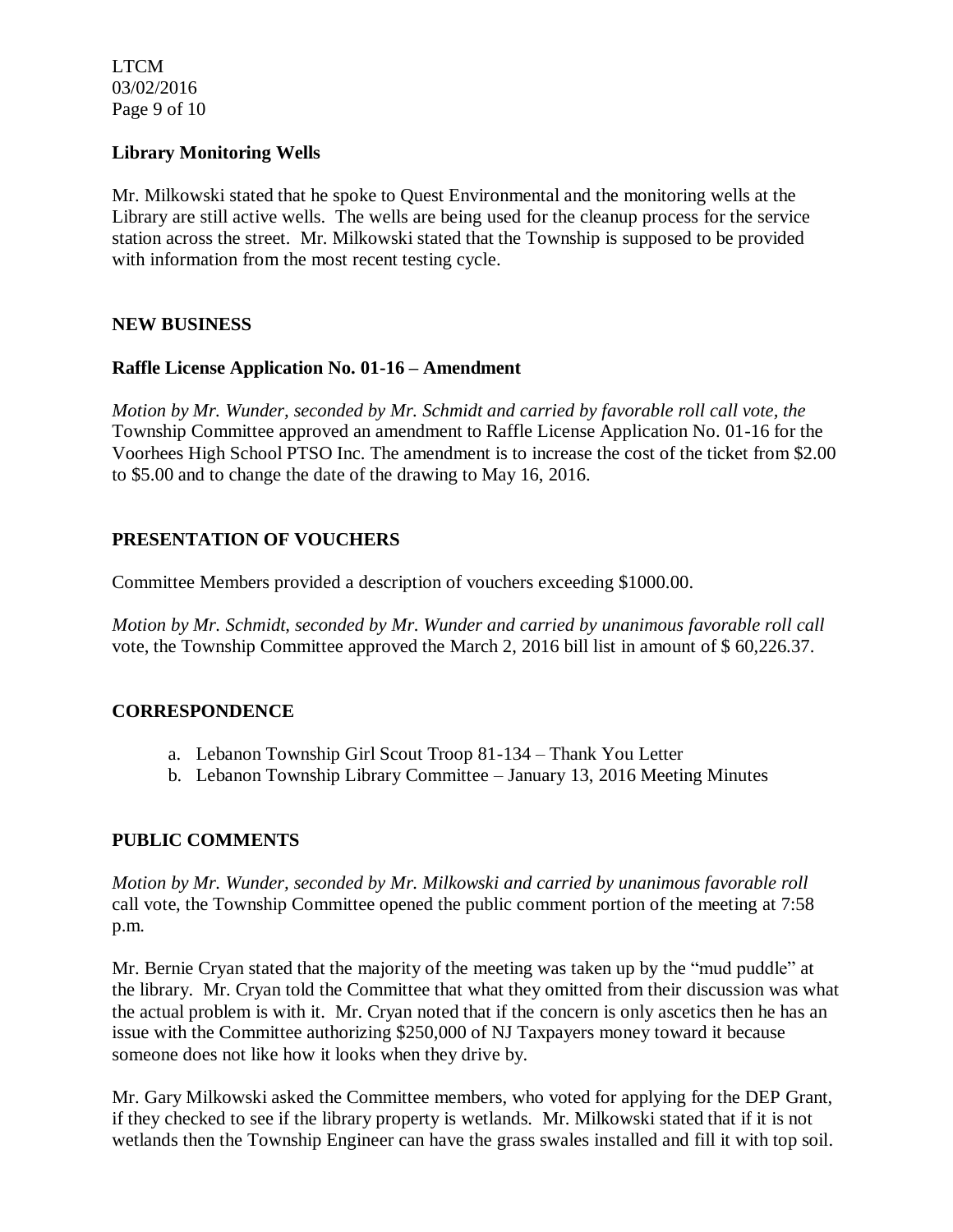### Library Monitoring Wells

Mr. Milkowski stated that he spoke to Quest Environmental and the monitoring wells at the Library are still active wells. The wells are being used for the cleanup process for the service station across the street. Mr. Milkowski stated that the Township is supposed to be provided with information from the most recent testing cycle.

## NEW BUSINESS

### Raffle License Application No. 01-16 – Amendment

*Motion by Mr. Wunder, seconded by Mr. Schmidt and carried by favorable roll call vote, the* Township Committee approved an amendment to Raffle License Application No. 01-16 for the Voorhees High School PTSO Inc. The amendment is to increase the cost of the ticket from $2.00 to $5.00 and to change the date of the drawing to May 16, 2016.

## PRESENTATION OF VOUCHERS

Committee Members provided a description of vouchers exceeding $1000.00.

*Motion by Mr. Schmidt, seconded by Mr. Wunder and carried by unanimous favorable roll call* vote, the Township Committee approved the March 2, 2016 bill list in amount of $ 60,226.37.

## CORRESPONDENCE

a. Lebanon Township Girl Scout Troop 81-134 – Thank You Letter
b. Lebanon Township Library Committee – January 13, 2016 Meeting Minutes

## PUBLIC COMMENTS

*Motion by Mr. Wunder, seconded by Mr. Milkowski and carried by unanimous favorable roll* call vote, the Township Committee opened the public comment portion of the meeting at 7:58 p.m.

Mr. Bernie Cryan stated that the majority of the meeting was taken up by the "mud puddle" at the library. Mr. Cryan told the Committee that what they omitted from their discussion was what the actual problem is with it. Mr. Cryan noted that if the concern is only ascetics then he has an issue with the Committee authorizing $250,000 of NJ Taxpayers money toward it because someone does not like how it looks when they drive by.

Mr. Gary Milkowski asked the Committee members, who voted for applying for the DEP Grant, if they checked to see if the library property is wetlands. Mr. Milkowski stated that if it is not wetlands then the Township Engineer can have the grass swales installed and fill it with top soil.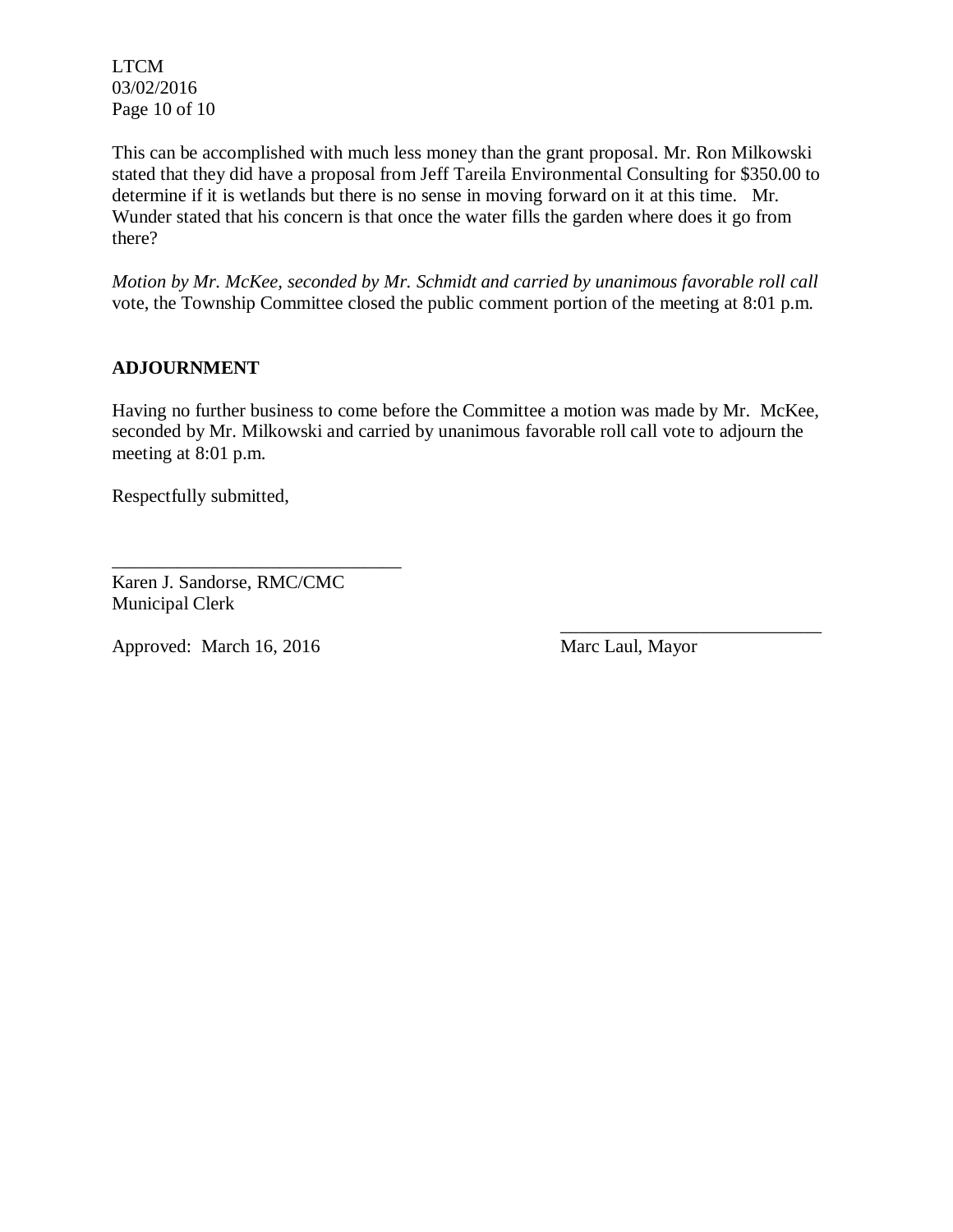This can be accomplished with much less money than the grant proposal. Mr. Ron Milkowski stated that they did have a proposal from Jeff Tareila Environmental Consulting for $350.00 to determine if it is wetlands but there is no sense in moving forward on it at this time. Mr. Wunder stated that his concern is that once the water fills the garden where does it go from there?

*Motion by Mr. McKee, seconded by Mr. Schmidt and carried by unanimous favorable roll call* vote, the Township Committee closed the public comment portion of the meeting at 8:01 p.m.

**ADJOURNMENT**

Having no further business to come before the Committee a motion was made by Mr. McKee, seconded by Mr. Milkowski and carried by unanimous favorable roll call vote to adjourn the meeting at 8:01 p.m.

Respectfully submitted,

\_\_\_\_\_\_\_\_\_\_\_\_\_\_\_\_\_\_\_\_\_\_\_\_\_\_\_\_\_\_\_\_
Karen J. Sandorse, RMC/CMC
Municipal Clerk

Approved: March 16, 2016

\_\_\_\_\_\_\_\_\_\_\_\_\_\_\_\_\_\_\_\_\_\_\_\_\_\_\_\_\_\_\_\_
Marc Laul, Mayor